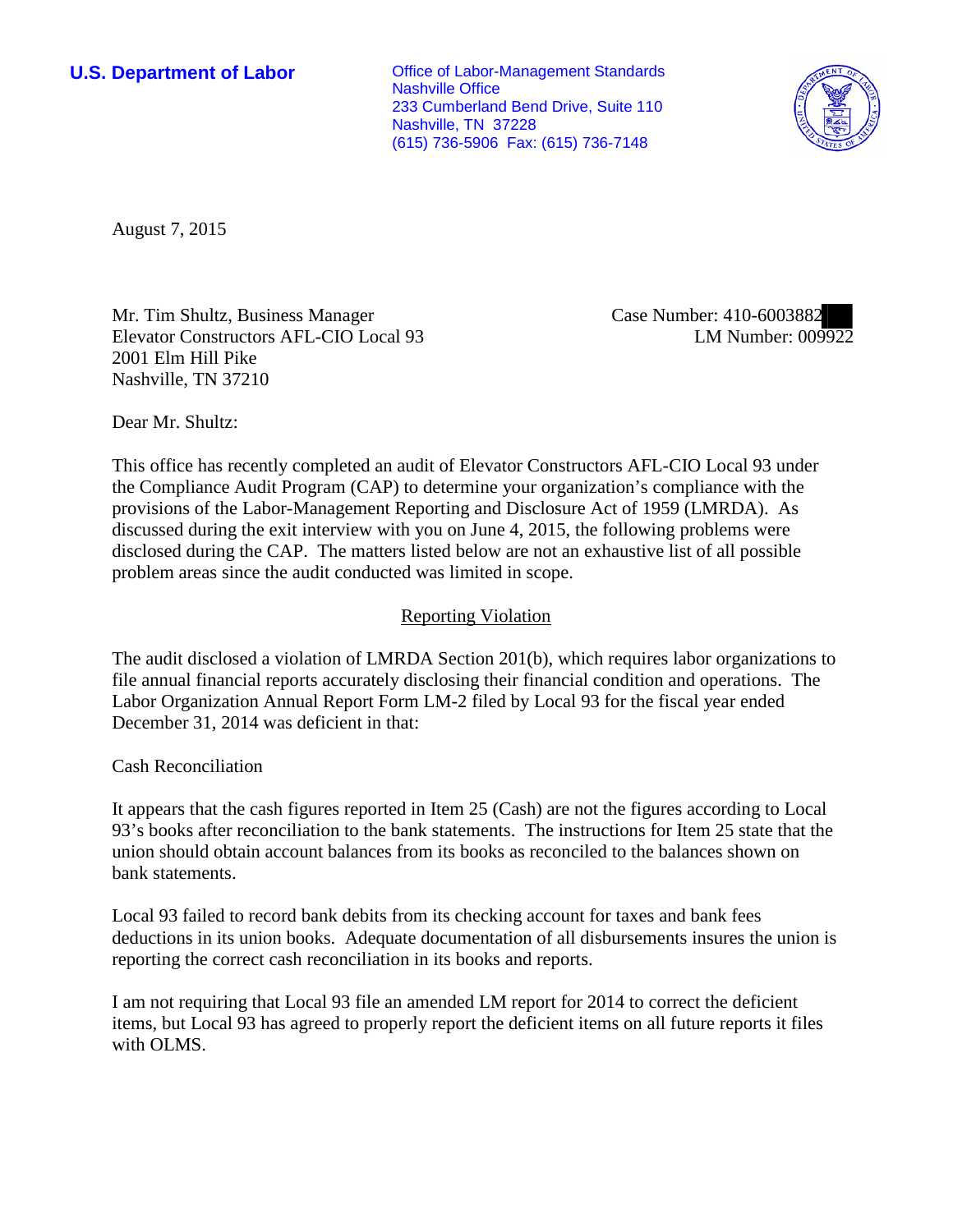**U.S. Department of Labor**

Office of Labor-Management Standards
Nashville Office
233 Cumberland Bend Drive, Suite 110
Nashville, TN 37228
(615) 736-5906 Fax: (615) 736-7148

August 7, 2015

Mr. Tim Shultz, Business Manager
Elevator Constructors AFL-CIO Local 93
2001 Elm Hill Pike
Nashville, TN 37210

Case Number: 410-6003882
LM Number: 009922

Dear Mr. Shultz:

This office has recently completed an audit of Elevator Constructors AFL-CIO Local 93 under the Compliance Audit Program (CAP) to determine your organization's compliance with the provisions of the Labor-Management Reporting and Disclosure Act of 1959 (LMRDA). As discussed during the exit interview with you on June 4, 2015, the following problems were disclosed during the CAP. The matters listed below are not an exhaustive list of all possible problem areas since the audit conducted was limited in scope.

## Reporting Violation

The audit disclosed a violation of LMRDA Section 201(b), which requires labor organizations to file annual financial reports accurately disclosing their financial condition and operations. The Labor Organization Annual Report Form LM-2 filed by Local 93 for the fiscal year ended December 31, 2014 was deficient in that:

### Cash Reconciliation

It appears that the cash figures reported in Item 25 (Cash) are not the figures according to Local 93's books after reconciliation to the bank statements. The instructions for Item 25 state that the union should obtain account balances from its books as reconciled to the balances shown on bank statements.

Local 93 failed to record bank debits from its checking account for taxes and bank fees deductions in its union books. Adequate documentation of all disbursements insures the union is reporting the correct cash reconciliation in its books and reports.

I am not requiring that Local 93 file an amended LM report for 2014 to correct the deficient items, but Local 93 has agreed to properly report the deficient items on all future reports it files with OLMS.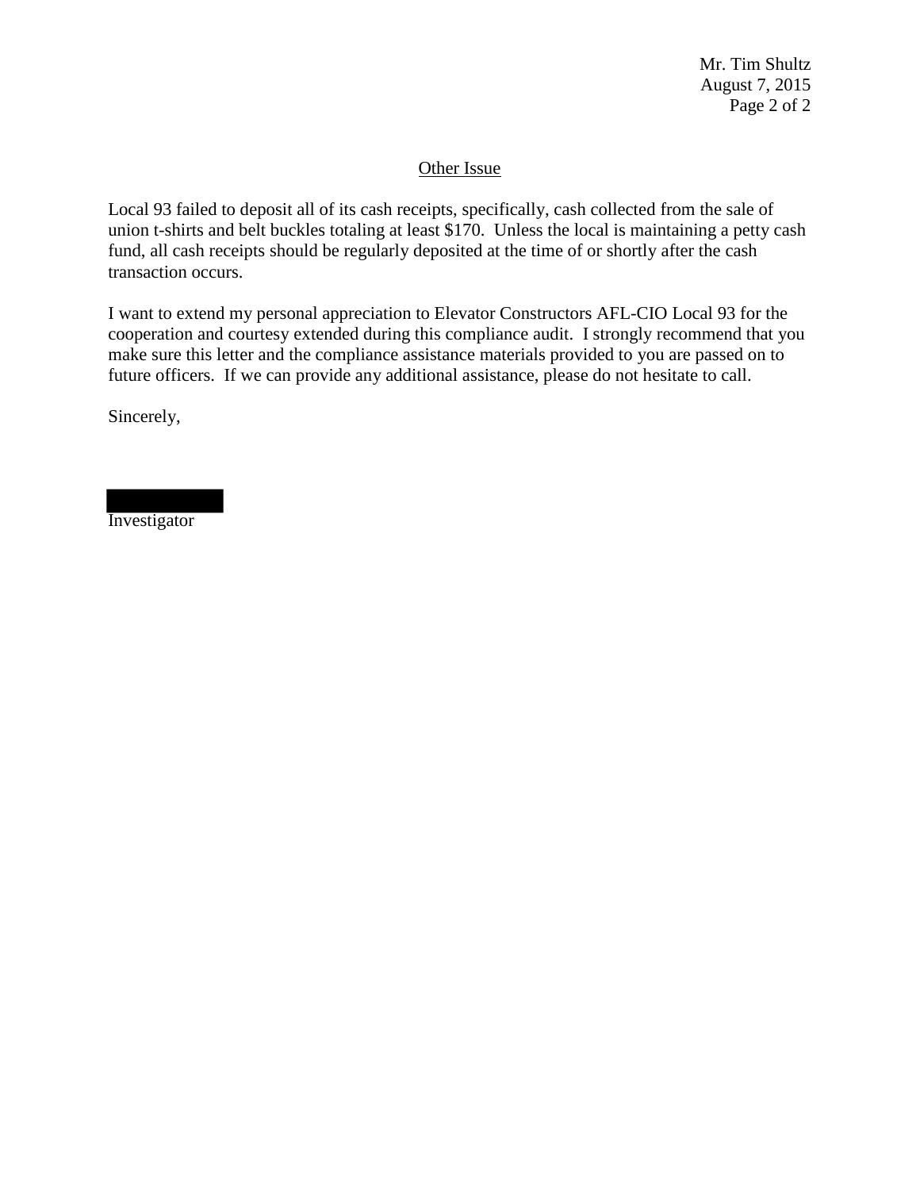## Other Issue

Local 93 failed to deposit all of its cash receipts, specifically, cash collected from the sale of union t-shirts and belt buckles totaling at least $170. Unless the local is maintaining a petty cash fund, all cash receipts should be regularly deposited at the time of or shortly after the cash transaction occurs.

I want to extend my personal appreciation to Elevator Constructors AFL-CIO Local 93 for the cooperation and courtesy extended during this compliance audit. I strongly recommend that you make sure this letter and the compliance assistance materials provided to you are passed on to future officers. If we can provide any additional assistance, please do not hesitate to call.

Sincerely,

Investigator